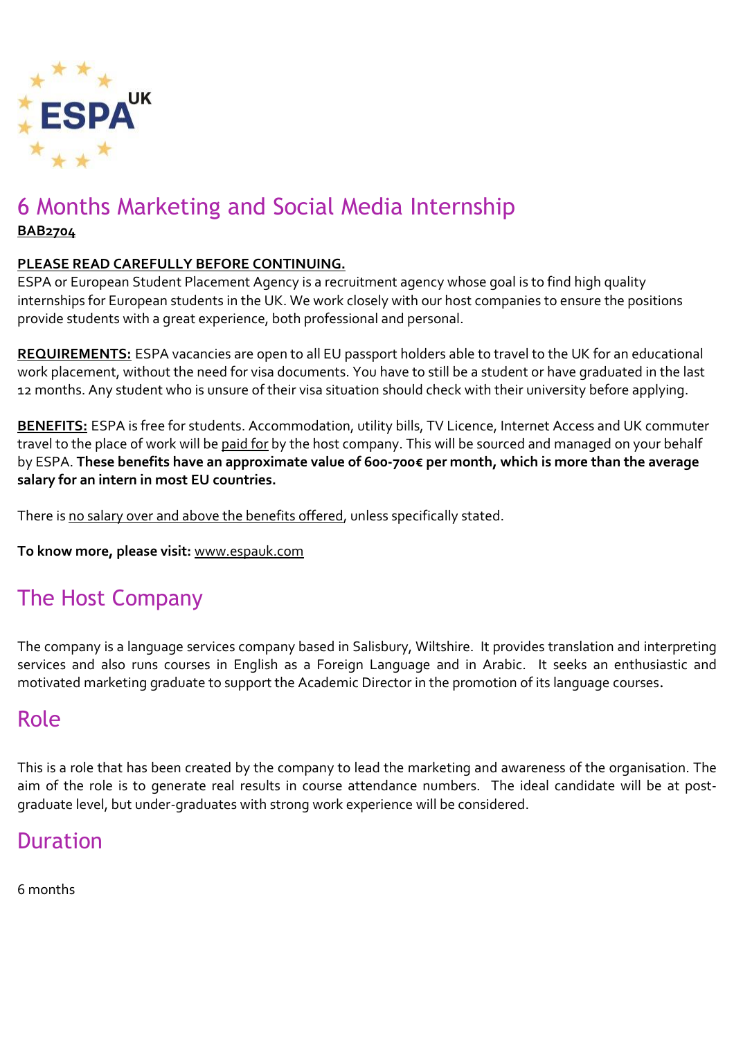# 6 Months Marketing and Social Media Internship

**BAB2704**

**PLEASE READ CAREFULLY BEFORE CONTINUING.**

ESPA or European Student Placement Agency is a recruitment agency whose goal is to find high quality internships for European students in the UK. We work closely with our host companies to ensure the positions provide students with a great experience, both professional and personal.

**REQUIREMENTS:** ESPA vacancies are open to all EU passport holders able to travel to the UK for an educational work placement, without the need for visa documents. You have to still be a student or have graduated in the last 12 months. Any student who is unsure of their visa situation should check with their university before applying.

**BENEFITS:** ESPA is free for students. Accommodation, utility bills, TV Licence, Internet Access and UK commuter travel to the place of work will be paid for by the host company. This will be sourced and managed on your behalf by ESPA. **These benefits have an approximate value of 600-700€ per month, which is more than the average salary for an intern in most EU countries.**

There is no salary over and above the benefits offered, unless specifically stated.

**To know more, please visit:** www.espauk.com

## The Host Company

The company is a language services company based in Salisbury, Wiltshire. It provides translation and interpreting services and also runs courses in English as a Foreign Language and in Arabic. It seeks an enthusiastic and motivated marketing graduate to support the Academic Director in the promotion of its language courses.

## Role

This is a role that has been created by the company to lead the marketing and awareness of the organisation. The aim of the role is to generate real results in course attendance numbers. The ideal candidate will be at post-graduate level, but under-graduates with strong work experience will be considered.

## Duration

6 months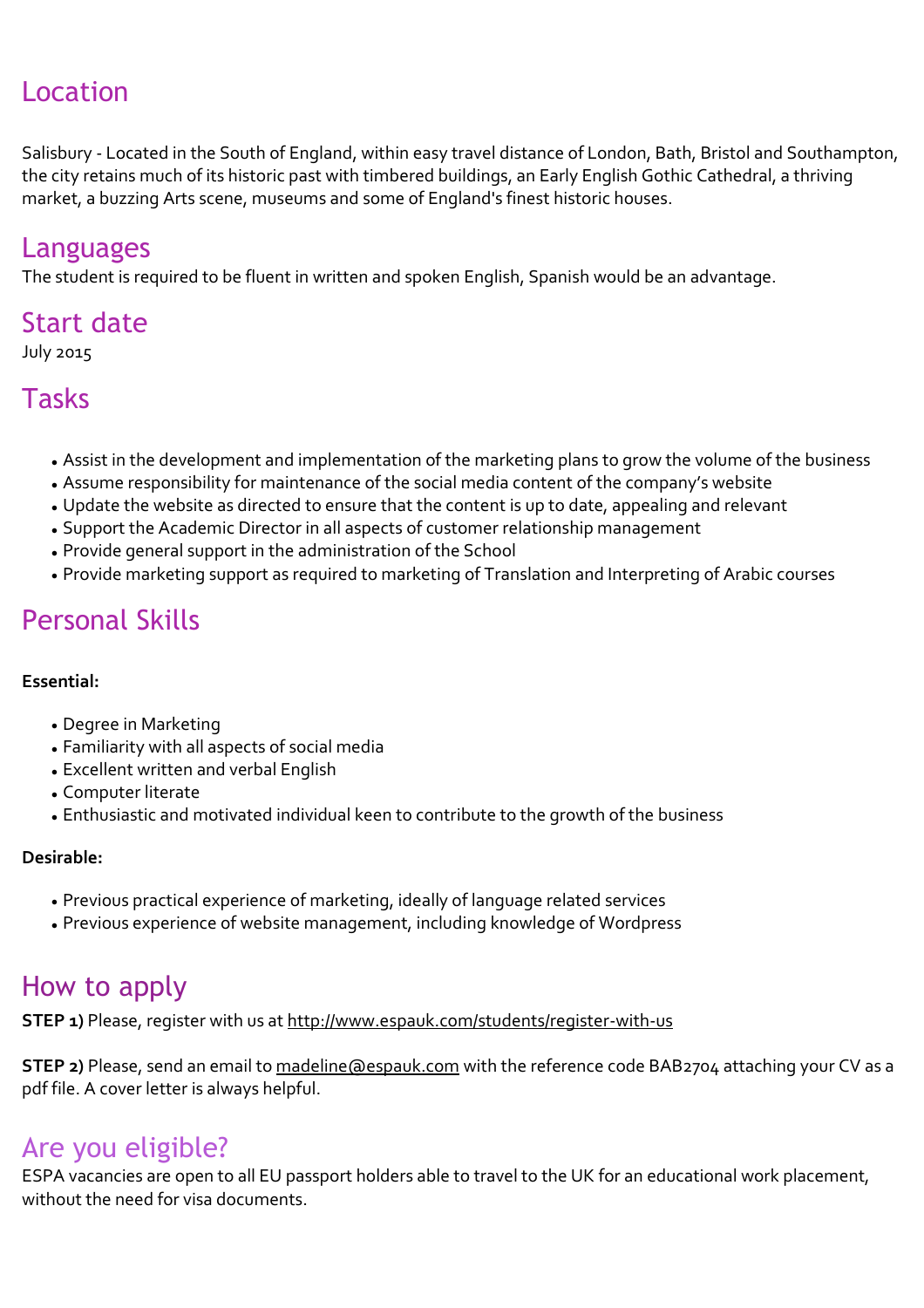## Location

Salisbury - Located in the South of England, within easy travel distance of London, Bath, Bristol and Southampton, the city retains much of its historic past with timbered buildings, an Early English Gothic Cathedral, a thriving market, a buzzing Arts scene, museums and some of England's finest historic houses.

## Languages

The student is required to be fluent in written and spoken English, Spanish would be an advantage.

## Start date

July 2015

## Tasks

- Assist in the development and implementation of the marketing plans to grow the volume of the business
- Assume responsibility for maintenance of the social media content of the company's website
- Update the website as directed to ensure that the content is up to date, appealing and relevant
- Support the Academic Director in all aspects of customer relationship management
- Provide general support in the administration of the School
- Provide marketing support as required to marketing of Translation and Interpreting of Arabic courses

## Personal Skills

**Essential:**

- Degree in Marketing
- Familiarity with all aspects of social media
- Excellent written and verbal English
- Computer literate
- Enthusiastic and motivated individual keen to contribute to the growth of the business

**Desirable:**

- Previous practical experience of marketing, ideally of language related services
- Previous experience of website management, including knowledge of Wordpress

## How to apply

**STEP 1)** Please, register with us at http://www.espauk.com/students/register-with-us

**STEP 2)** Please, send an email to madeline@espauk.com with the reference code BAB2704 attaching your CV as a pdf file. A cover letter is always helpful.

## Are you eligible?

ESPA vacancies are open to all EU passport holders able to travel to the UK for an educational work placement, without the need for visa documents.